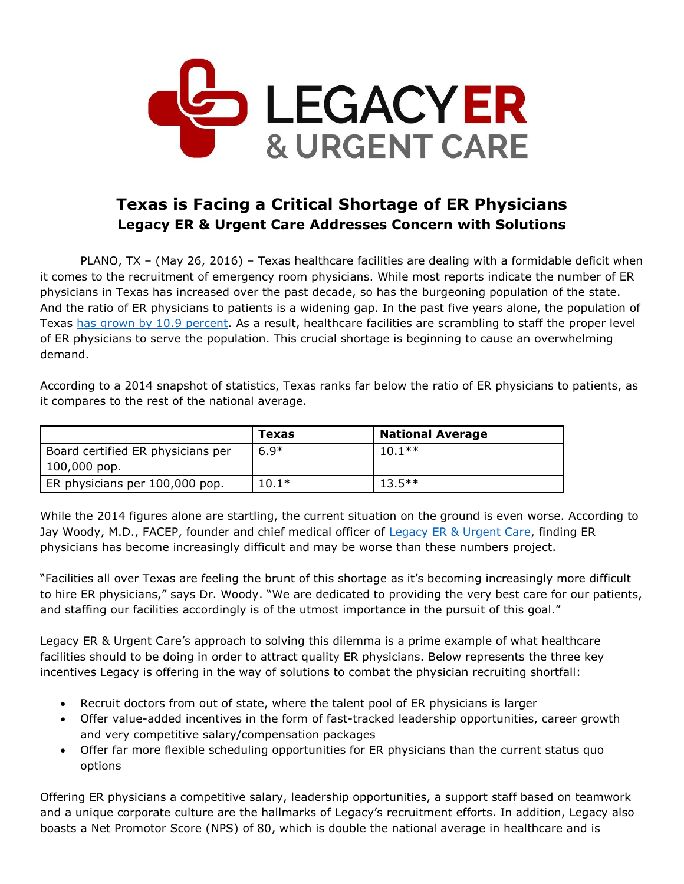# Texas is Facing a Critical Shortage of ER Physicians

## Legacy ER & Urgent Care Addresses Concern with Solutions

PLANO, TX – (May 26, 2016) – Texas healthcare facilities are dealing with a formidable deficit when it comes to the recruitment of emergency room physicians. While most reports indicate the number of ER physicians in Texas has increased over the past decade, so has the burgeoning population of the state. And the ratio of ER physicians to patients is a widening gap. In the past five years alone, the population of Texas has grown by 10.9 percent. As a result, healthcare facilities are scrambling to staff the proper level of ER physicians to serve the population. This crucial shortage is beginning to cause an overwhelming demand.

According to a 2014 snapshot of statistics, Texas ranks far below the ratio of ER physicians to patients, as it compares to the rest of the national average.

| | Texas | National Average |
|---|---|---|
| Board certified ER physicians per 100,000 pop. | 6.9* | 10.1** |
| ER physicians per 100,000 pop. | 10.1* | 13.5** |

While the 2014 figures alone are startling, the current situation on the ground is even worse. According to Jay Woody, M.D., FACEP, founder and chief medical officer of Legacy ER & Urgent Care, finding ER physicians has become increasingly difficult and may be worse than these numbers project.

"Facilities all over Texas are feeling the brunt of this shortage as it's becoming increasingly more difficult to hire ER physicians," says Dr. Woody. "We are dedicated to providing the very best care for our patients, and staffing our facilities accordingly is of the utmost importance in the pursuit of this goal."

Legacy ER & Urgent Care's approach to solving this dilemma is a prime example of what healthcare facilities should to be doing in order to attract quality ER physicians. Below represents the three key incentives Legacy is offering in the way of solutions to combat the physician recruiting shortfall:

- Recruit doctors from out of state, where the talent pool of ER physicians is larger
- Offer value-added incentives in the form of fast-tracked leadership opportunities, career growth and very competitive salary/compensation packages
- Offer far more flexible scheduling opportunities for ER physicians than the current status quo options

Offering ER physicians a competitive salary, leadership opportunities, a support staff based on teamwork and a unique corporate culture are the hallmarks of Legacy's recruitment efforts. In addition, Legacy also boasts a Net Promotor Score (NPS) of 80, which is double the national average in healthcare and is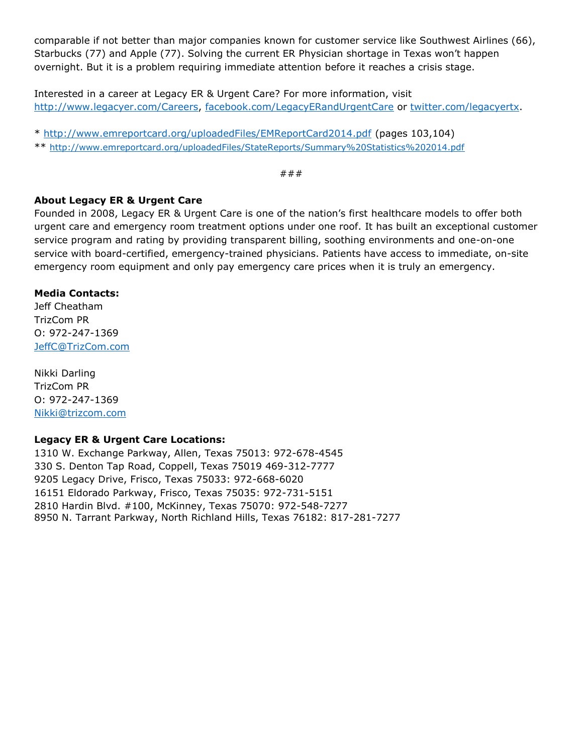comparable if not better than major companies known for customer service like Southwest Airlines (66), Starbucks (77) and Apple (77). Solving the current ER Physician shortage in Texas won't happen overnight. But it is a problem requiring immediate attention before it reaches a crisis stage.

Interested in a career at Legacy ER & Urgent Care? For more information, visit http://www.legacyer.com/Careers, facebook.com/LegacyERandUrgentCare or twitter.com/legacyertx.

* http://www.emreportcard.org/uploadedFiles/EMReportCard2014.pdf (pages 103,104)

** http://www.emreportcard.org/uploadedFiles/StateReports/Summary%20Statistics%202014.pdf

###

**About Legacy ER & Urgent Care**

Founded in 2008, Legacy ER & Urgent Care is one of the nation's first healthcare models to offer both urgent care and emergency room treatment options under one roof. It has built an exceptional customer service program and rating by providing transparent billing, soothing environments and one-on-one service with board-certified, emergency-trained physicians. Patients have access to immediate, on-site emergency room equipment and only pay emergency care prices when it is truly an emergency.

**Media Contacts:**

Jeff Cheatham
TrizCom PR
O: 972-247-1369
JeffC@TrizCom.com

Nikki Darling
TrizCom PR
O: 972-247-1369
Nikki@trizcom.com

**Legacy ER & Urgent Care Locations:**

1310 W. Exchange Parkway, Allen, Texas 75013: 972-678-4545
330 S. Denton Tap Road, Coppell, Texas 75019 469-312-7777
9205 Legacy Drive, Frisco, Texas 75033: 972-668-6020
16151 Eldorado Parkway, Frisco, Texas 75035: 972-731-5151
2810 Hardin Blvd. #100, McKinney, Texas 75070: 972-548-7277
8950 N. Tarrant Parkway, North Richland Hills, Texas 76182: 817-281-7277